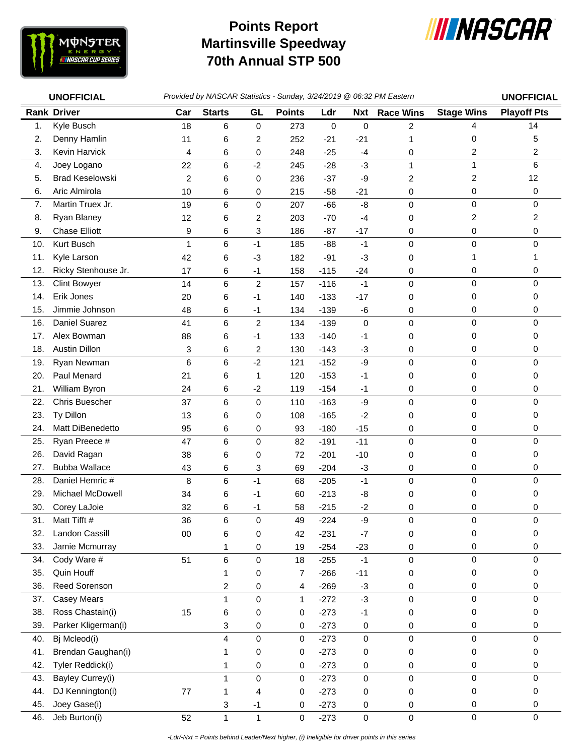# Points Report
# Martinsville Speedway
# 70th Annual STP 500

**UNOFFICIAL** *Provided by NASCAR Statistics - Sunday, 3/24/2019 @ 06:32 PM Eastern* **UNOFFICIAL**

| Rank | Driver | Car | Starts | GL | Points | Ldr | Nxt | Race Wins | Stage Wins | Playoff Pts |
|---|---|---|---|---|---|---|---|---|---|---|
| 1. | Kyle Busch | 18 | 6 | 0 | 273 | 0 | 0 | 2 | 4 | 14 |
| 2. | Denny Hamlin | 11 | 6 | 2 | 252 | -21 | -21 | 1 | 0 | 5 |
| 3. | Kevin Harvick | 4 | 6 | 0 | 248 | -25 | -4 | 0 | 2 | 2 |
| 4. | Joey Logano | 22 | 6 | -2 | 245 | -28 | -3 | 1 | 1 | 6 |
| 5. | Brad Keselowski | 2 | 6 | 0 | 236 | -37 | -9 | 2 | 2 | 12 |
| 6. | Aric Almirola | 10 | 6 | 0 | 215 | -58 | -21 | 0 | 0 | 0 |
| 7. | Martin Truex Jr. | 19 | 6 | 0 | 207 | -66 | -8 | 0 | 0 | 0 |
| 8. | Ryan Blaney | 12 | 6 | 2 | 203 | -70 | -4 | 0 | 2 | 2 |
| 9. | Chase Elliott | 9 | 6 | 3 | 186 | -87 | -17 | 0 | 0 | 0 |
| 10. | Kurt Busch | 1 | 6 | -1 | 185 | -88 | -1 | 0 | 0 | 0 |
| 11. | Kyle Larson | 42 | 6 | -3 | 182 | -91 | -3 | 0 | 1 | 1 |
| 12. | Ricky Stenhouse Jr. | 17 | 6 | -1 | 158 | -115 | -24 | 0 | 0 | 0 |
| 13. | Clint Bowyer | 14 | 6 | 2 | 157 | -116 | -1 | 0 | 0 | 0 |
| 14. | Erik Jones | 20 | 6 | -1 | 140 | -133 | -17 | 0 | 0 | 0 |
| 15. | Jimmie Johnson | 48 | 6 | -1 | 134 | -139 | -6 | 0 | 0 | 0 |
| 16. | Daniel Suarez | 41 | 6 | 2 | 134 | -139 | 0 | 0 | 0 | 0 |
| 17. | Alex Bowman | 88 | 6 | -1 | 133 | -140 | -1 | 0 | 0 | 0 |
| 18. | Austin Dillon | 3 | 6 | 2 | 130 | -143 | -3 | 0 | 0 | 0 |
| 19. | Ryan Newman | 6 | 6 | -2 | 121 | -152 | -9 | 0 | 0 | 0 |
| 20. | Paul Menard | 21 | 6 | 1 | 120 | -153 | -1 | 0 | 0 | 0 |
| 21. | William Byron | 24 | 6 | -2 | 119 | -154 | -1 | 0 | 0 | 0 |
| 22. | Chris Buescher | 37 | 6 | 0 | 110 | -163 | -9 | 0 | 0 | 0 |
| 23. | Ty Dillon | 13 | 6 | 0 | 108 | -165 | -2 | 0 | 0 | 0 |
| 24. | Matt DiBenedetto | 95 | 6 | 0 | 93 | -180 | -15 | 0 | 0 | 0 |
| 25. | Ryan Preece # | 47 | 6 | 0 | 82 | -191 | -11 | 0 | 0 | 0 |
| 26. | David Ragan | 38 | 6 | 0 | 72 | -201 | -10 | 0 | 0 | 0 |
| 27. | Bubba Wallace | 43 | 6 | 3 | 69 | -204 | -3 | 0 | 0 | 0 |
| 28. | Daniel Hemric # | 8 | 6 | -1 | 68 | -205 | -1 | 0 | 0 | 0 |
| 29. | Michael McDowell | 34 | 6 | -1 | 60 | -213 | -8 | 0 | 0 | 0 |
| 30. | Corey LaJoie | 32 | 6 | -1 | 58 | -215 | -2 | 0 | 0 | 0 |
| 31. | Matt Tifft # | 36 | 6 | 0 | 49 | -224 | -9 | 0 | 0 | 0 |
| 32. | Landon Cassill | 00 | 6 | 0 | 42 | -231 | -7 | 0 | 0 | 0 |
| 33. | Jamie Mcmurray | | 1 | 0 | 19 | -254 | -23 | 0 | 0 | 0 |
| 34. | Cody Ware # | 51 | 6 | 0 | 18 | -255 | -1 | 0 | 0 | 0 |
| 35. | Quin Houff | | 1 | 0 | 7 | -266 | -11 | 0 | 0 | 0 |
| 36. | Reed Sorenson | | 2 | 0 | 4 | -269 | -3 | 0 | 0 | 0 |
| 37. | Casey Mears | | 1 | 0 | 1 | -272 | -3 | 0 | 0 | 0 |
| 38. | Ross Chastain(i) | 15 | 6 | 0 | 0 | -273 | -1 | 0 | 0 | 0 |
| 39. | Parker Kligerman(i) | | 3 | 0 | 0 | -273 | 0 | 0 | 0 | 0 |
| 40. | Bj Mcleod(i) | | 4 | 0 | 0 | -273 | 0 | 0 | 0 | 0 |
| 41. | Brendan Gaughan(i) | | 1 | 0 | 0 | -273 | 0 | 0 | 0 | 0 |
| 42. | Tyler Reddick(i) | | 1 | 0 | 0 | -273 | 0 | 0 | 0 | 0 |
| 43. | Bayley Currey(i) | | 1 | 0 | 0 | -273 | 0 | 0 | 0 | 0 |
| 44. | DJ Kennington(i) | 77 | 1 | 4 | 0 | -273 | 0 | 0 | 0 | 0 |
| 45. | Joey Gase(i) | | 3 | -1 | 0 | -273 | 0 | 0 | 0 | 0 |
| 46. | Jeb Burton(i) | 52 | 1 | 1 | 0 | -273 | 0 | 0 | 0 | 0 |

*-Ldr/-Nxt = Points behind Leader/Next higher, (i) Ineligible for driver points in this series*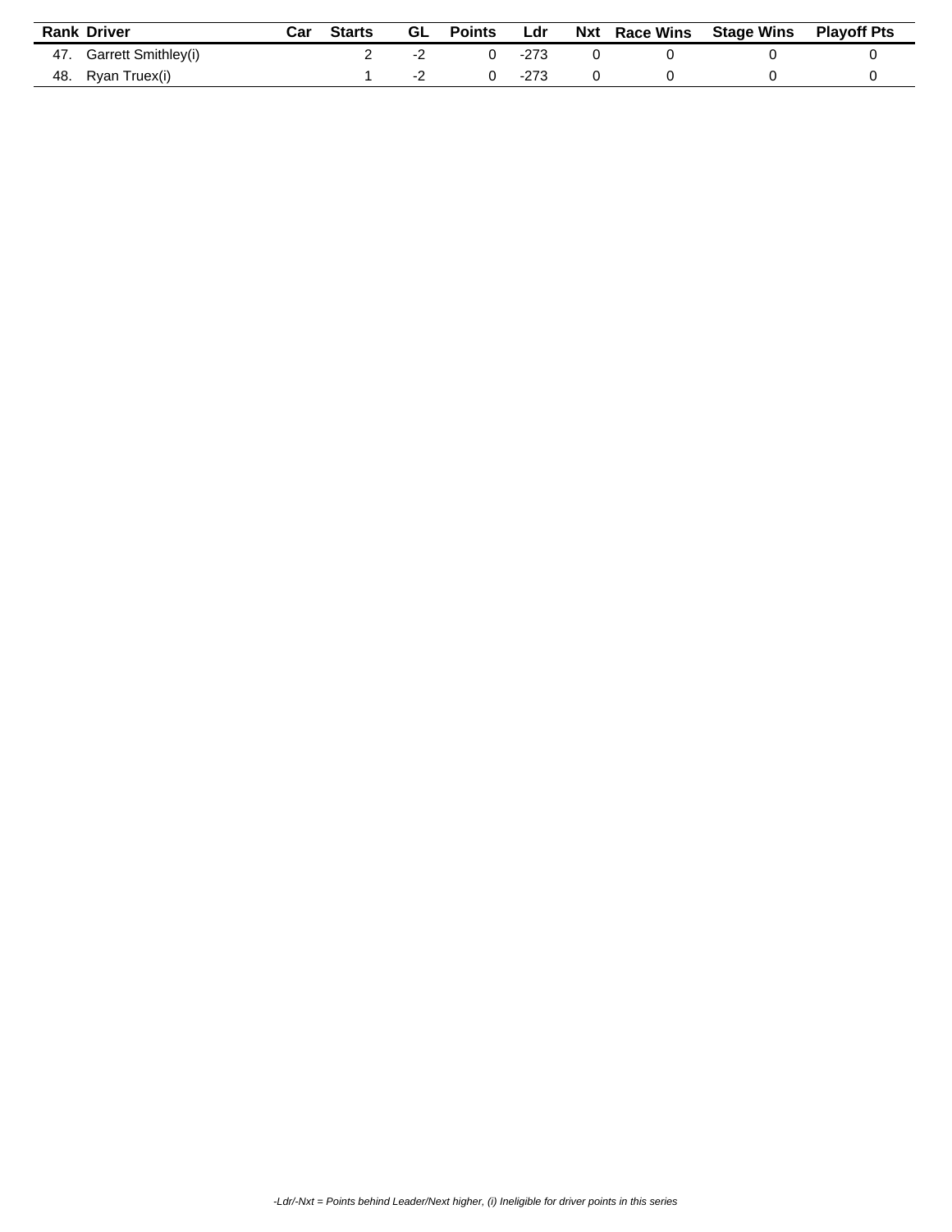| Rank | Driver | Car | Starts | GL | Points | Ldr | Nxt | Race Wins | Stage Wins | Playoff Pts |
|---|---|---|---|---|---|---|---|---|---|---|
| 47. | Garrett Smithley(i) | | 2 | -2 | 0 | -273 | 0 | 0 | 0 | 0 |
| 48. | Ryan Truex(i) | | 1 | -2 | 0 | -273 | 0 | 0 | 0 | 0 |

*-Ldr/-Nxt = Points behind Leader/Next higher, (i) Ineligible for driver points in this series*